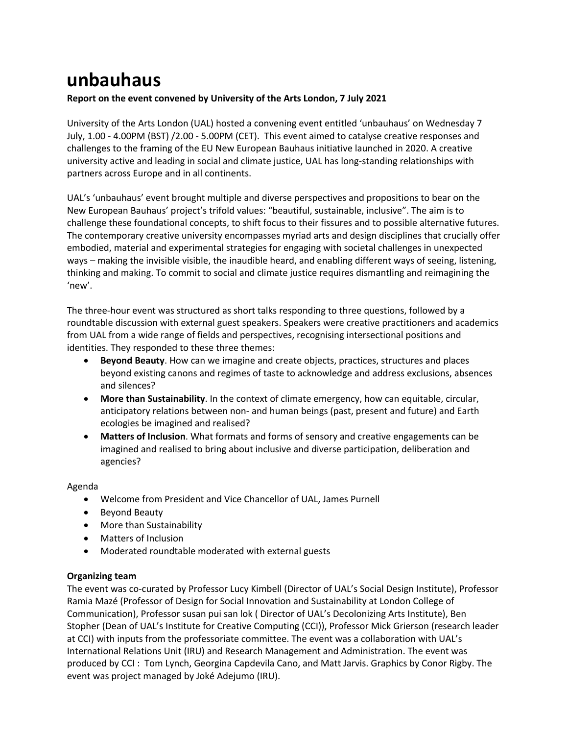# unbauhaus

**Report on the event convened by University of the Arts London, 7 July 2021**

University of the Arts London (UAL) hosted a convening event entitled 'unbauhaus' on Wednesday 7 July, 1.00 - 4.00PM (BST) /2.00 - 5.00PM (CET). This event aimed to catalyse creative responses and challenges to the framing of the EU New European Bauhaus initiative launched in 2020. A creative university active and leading in social and climate justice, UAL has long-standing relationships with partners across Europe and in all continents.

UAL's 'unbauhaus' event brought multiple and diverse perspectives and propositions to bear on the New European Bauhaus' project's trifold values: "beautiful, sustainable, inclusive". The aim is to challenge these foundational concepts, to shift focus to their fissures and to possible alternative futures. The contemporary creative university encompasses myriad arts and design disciplines that crucially offer embodied, material and experimental strategies for engaging with societal challenges in unexpected ways – making the invisible visible, the inaudible heard, and enabling different ways of seeing, listening, thinking and making. To commit to social and climate justice requires dismantling and reimagining the 'new'.

The three-hour event was structured as short talks responding to three questions, followed by a roundtable discussion with external guest speakers. Speakers were creative practitioners and academics from UAL from a wide range of fields and perspectives, recognising intersectional positions and identities. They responded to these three themes:

- **Beyond Beauty**. How can we imagine and create objects, practices, structures and places beyond existing canons and regimes of taste to acknowledge and address exclusions, absences and silences?
- **More than Sustainability**. In the context of climate emergency, how can equitable, circular, anticipatory relations between non- and human beings (past, present and future) and Earth ecologies be imagined and realised?
- **Matters of Inclusion**. What formats and forms of sensory and creative engagements can be imagined and realised to bring about inclusive and diverse participation, deliberation and agencies?

Agenda

- Welcome from President and Vice Chancellor of UAL, James Purnell
- Beyond Beauty
- More than Sustainability
- Matters of Inclusion
- Moderated roundtable moderated with external guests

**Organizing team**

The event was co-curated by Professor Lucy Kimbell (Director of UAL's Social Design Institute), Professor Ramia Mazé (Professor of Design for Social Innovation and Sustainability at London College of Communication), Professor susan pui san lok ( Director of UAL's Decolonizing Arts Institute), Ben Stopher (Dean of UAL's Institute for Creative Computing (CCI)), Professor Mick Grierson (research leader at CCI) with inputs from the professoriate committee. The event was a collaboration with UAL's International Relations Unit (IRU) and Research Management and Administration. The event was produced by CCI : Tom Lynch, Georgina Capdevila Cano, and Matt Jarvis. Graphics by Conor Rigby. The event was project managed by Joké Adejumo (IRU).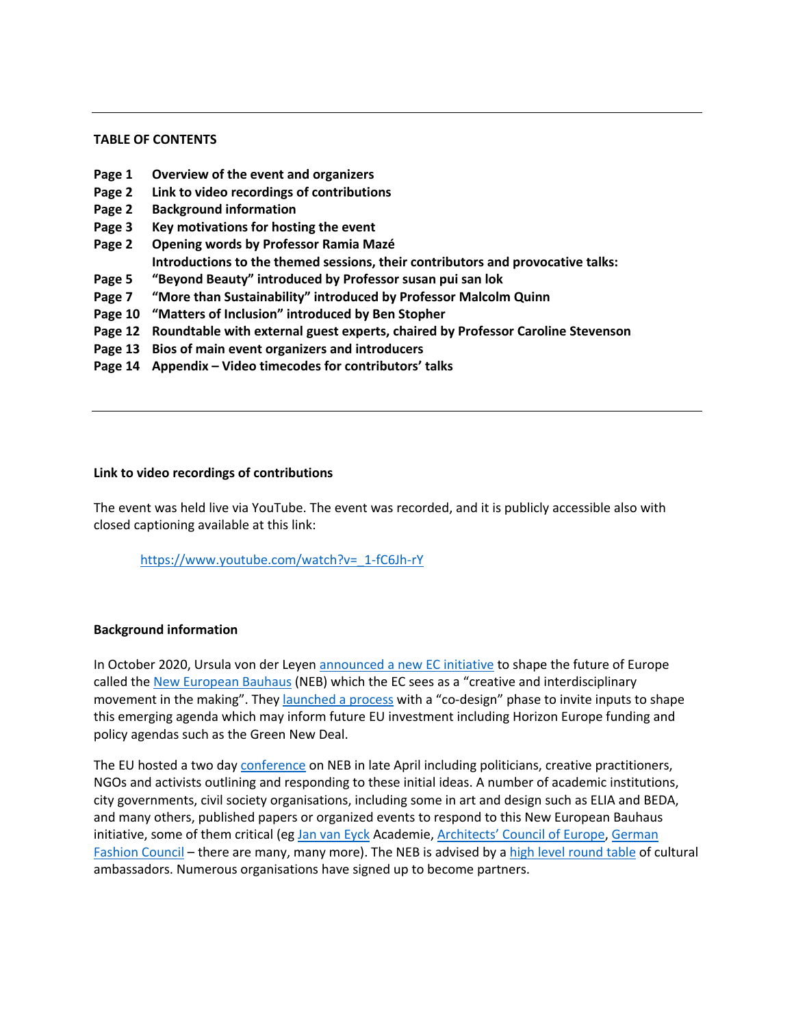---

**TABLE OF CONTENTS**

| | |
|---|---|
| **Page 1** | **Overview of the event and organizers** |
| **Page 2** | **Link to video recordings of contributions** |
| **Page 2** | **Background information** |
| **Page 3** | **Key motivations for hosting the event** |
| **Page 2** | **Opening words by Professor Ramia Mazé** |
| | **Introductions to the themed sessions, their contributors and provocative talks:** |
| **Page 5** | **“Beyond Beauty” introduced by Professor susan pui san lok** |
| **Page 7** | **“More than Sustainability” introduced by Professor Malcolm Quinn** |
| **Page 10** | **“Matters of Inclusion” introduced by Ben Stopher** |
| **Page 12** | **Roundtable with external guest experts, chaired by Professor Caroline Stevenson** |
| **Page 13** | **Bios of main event organizers and introducers** |
| **Page 14** | **Appendix – Video timecodes for contributors’ talks** |

---

**Link to video recordings of contributions**

The event was held live via YouTube. The event was recorded, and it is publicly accessible also with closed captioning available at this link:

> https://www.youtube.com/watch?v=_1-fC6Jh-rY

**Background information**

In October 2020, Ursula von der Leyen announced a new EC initiative to shape the future of Europe called the New European Bauhaus (NEB) which the EC sees as a “creative and interdisciplinary movement in the making”. They launched a process with a “co-design” phase to invite inputs to shape this emerging agenda which may inform future EU investment including Horizon Europe funding and policy agendas such as the Green New Deal.

The EU hosted a two day conference on NEB in late April including politicians, creative practitioners, NGOs and activists outlining and responding to these initial ideas. A number of academic institutions, city governments, civil society organisations, including some in art and design such as ELIA and BEDA, and many others, published papers or organized events to respond to this New European Bauhaus initiative, some of them critical (eg Jan van Eyck Academie, Architects’ Council of Europe, German Fashion Council – there are many, many more). The NEB is advised by a high level round table of cultural ambassadors. Numerous organisations have signed up to become partners.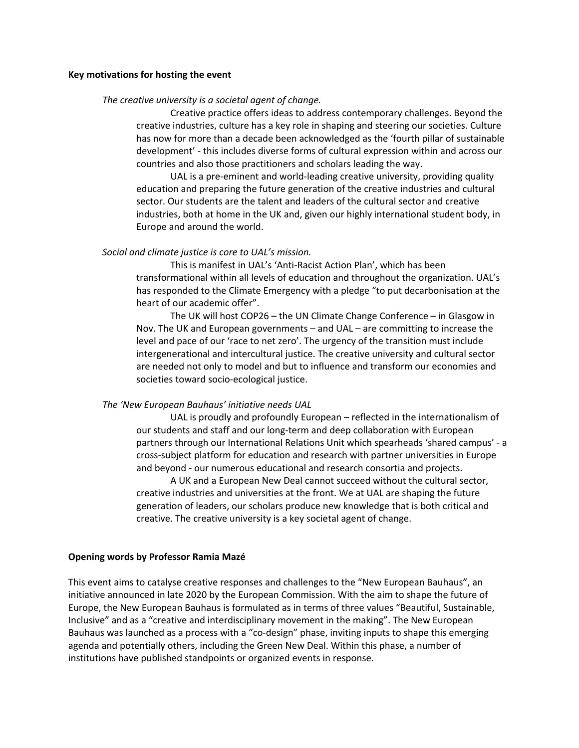**Key motivations for hosting the event**

*The creative university is a societal agent of change.*

Creative practice offers ideas to address contemporary challenges. Beyond the creative industries, culture has a key role in shaping and steering our societies. Culture has now for more than a decade been acknowledged as the 'fourth pillar of sustainable development' - this includes diverse forms of cultural expression within and across our countries and also those practitioners and scholars leading the way.

UAL is a pre-eminent and world-leading creative university, providing quality education and preparing the future generation of the creative industries and cultural sector. Our students are the talent and leaders of the cultural sector and creative industries, both at home in the UK and, given our highly international student body, in Europe and around the world.

*Social and climate justice is core to UAL's mission.*

This is manifest in UAL's 'Anti-Racist Action Plan', which has been transformational within all levels of education and throughout the organization. UAL's has responded to the Climate Emergency with a pledge "to put decarbonisation at the heart of our academic offer".

The UK will host COP26 – the UN Climate Change Conference – in Glasgow in Nov. The UK and European governments – and UAL – are committing to increase the level and pace of our 'race to net zero'. The urgency of the transition must include intergenerational and intercultural justice. The creative university and cultural sector are needed not only to model and but to influence and transform our economies and societies toward socio-ecological justice.

*The 'New European Bauhaus' initiative needs UAL*

UAL is proudly and profoundly European – reflected in the internationalism of our students and staff and our long-term and deep collaboration with European partners through our International Relations Unit which spearheads 'shared campus' - a cross-subject platform for education and research with partner universities in Europe and beyond - our numerous educational and research consortia and projects.

A UK and a European New Deal cannot succeed without the cultural sector, creative industries and universities at the front. We at UAL are shaping the future generation of leaders, our scholars produce new knowledge that is both critical and creative. The creative university is a key societal agent of change.

**Opening words by Professor Ramia Mazé**

This event aims to catalyse creative responses and challenges to the "New European Bauhaus", an initiative announced in late 2020 by the European Commission. With the aim to shape the future of Europe, the New European Bauhaus is formulated as in terms of three values "Beautiful, Sustainable, Inclusive" and as a "creative and interdisciplinary movement in the making". The New European Bauhaus was launched as a process with a "co-design" phase, inviting inputs to shape this emerging agenda and potentially others, including the Green New Deal. Within this phase, a number of institutions have published standpoints or organized events in response.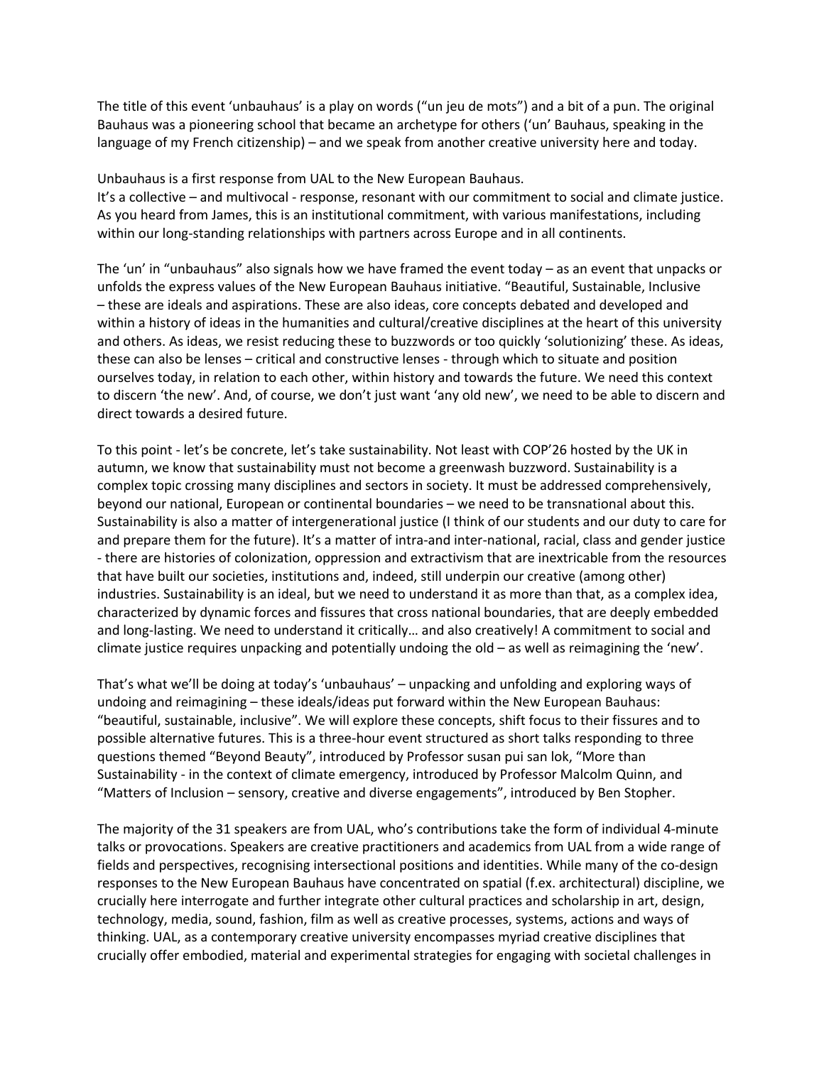The title of this event 'unbauhaus' is a play on words ("un jeu de mots") and a bit of a pun. The original Bauhaus was a pioneering school that became an archetype for others ('un' Bauhaus, speaking in the language of my French citizenship) – and we speak from another creative university here and today.

Unbauhaus is a first response from UAL to the New European Bauhaus.
It's a collective – and multivocal - response, resonant with our commitment to social and climate justice. As you heard from James, this is an institutional commitment, with various manifestations, including within our long-standing relationships with partners across Europe and in all continents.

The 'un' in "unbauhaus" also signals how we have framed the event today – as an event that unpacks or unfolds the express values of the New European Bauhaus initiative. "Beautiful, Sustainable, Inclusive – these are ideals and aspirations. These are also ideas, core concepts debated and developed and within a history of ideas in the humanities and cultural/creative disciplines at the heart of this university and others. As ideas, we resist reducing these to buzzwords or too quickly 'solutionizing' these. As ideas, these can also be lenses – critical and constructive lenses - through which to situate and position ourselves today, in relation to each other, within history and towards the future. We need this context to discern 'the new'. And, of course, we don't just want 'any old new', we need to be able to discern and direct towards a desired future.

To this point - let's be concrete, let's take sustainability. Not least with COP'26 hosted by the UK in autumn, we know that sustainability must not become a greenwash buzzword. Sustainability is a complex topic crossing many disciplines and sectors in society. It must be addressed comprehensively, beyond our national, European or continental boundaries – we need to be transnational about this. Sustainability is also a matter of intergenerational justice (I think of our students and our duty to care for and prepare them for the future). It's a matter of intra-and inter-national, racial, class and gender justice - there are histories of colonization, oppression and extractivism that are inextricable from the resources that have built our societies, institutions and, indeed, still underpin our creative (among other) industries. Sustainability is an ideal, but we need to understand it as more than that, as a complex idea, characterized by dynamic forces and fissures that cross national boundaries, that are deeply embedded and long-lasting. We need to understand it critically… and also creatively! A commitment to social and climate justice requires unpacking and potentially undoing the old – as well as reimagining the 'new'.

That's what we'll be doing at today's 'unbauhaus' – unpacking and unfolding and exploring ways of undoing and reimagining – these ideals/ideas put forward within the New European Bauhaus: "beautiful, sustainable, inclusive". We will explore these concepts, shift focus to their fissures and to possible alternative futures. This is a three-hour event structured as short talks responding to three questions themed "Beyond Beauty", introduced by Professor susan pui san lok, "More than Sustainability - in the context of climate emergency, introduced by Professor Malcolm Quinn, and "Matters of Inclusion – sensory, creative and diverse engagements", introduced by Ben Stopher.

The majority of the 31 speakers are from UAL, who's contributions take the form of individual 4-minute talks or provocations. Speakers are creative practitioners and academics from UAL from a wide range of fields and perspectives, recognising intersectional positions and identities. While many of the co-design responses to the New European Bauhaus have concentrated on spatial (f.ex. architectural) discipline, we crucially here interrogate and further integrate other cultural practices and scholarship in art, design, technology, media, sound, fashion, film as well as creative processes, systems, actions and ways of thinking. UAL, as a contemporary creative university encompasses myriad creative disciplines that crucially offer embodied, material and experimental strategies for engaging with societal challenges in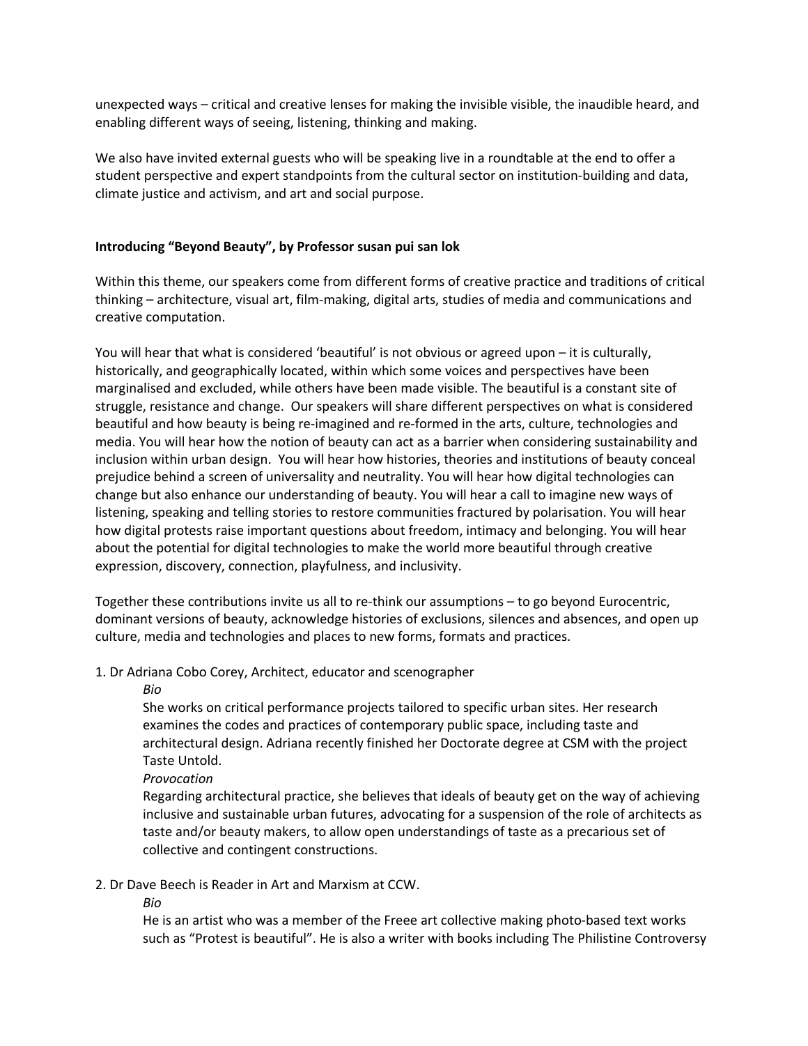unexpected ways – critical and creative lenses for making the invisible visible, the inaudible heard, and enabling different ways of seeing, listening, thinking and making.

We also have invited external guests who will be speaking live in a roundtable at the end to offer a student perspective and expert standpoints from the cultural sector on institution-building and data, climate justice and activism, and art and social purpose.

**Introducing "Beyond Beauty", by Professor susan pui san lok**

Within this theme, our speakers come from different forms of creative practice and traditions of critical thinking – architecture, visual art, film-making, digital arts, studies of media and communications and creative computation.

You will hear that what is considered 'beautiful' is not obvious or agreed upon – it is culturally, historically, and geographically located, within which some voices and perspectives have been marginalised and excluded, while others have been made visible. The beautiful is a constant site of struggle, resistance and change. Our speakers will share different perspectives on what is considered beautiful and how beauty is being re-imagined and re-formed in the arts, culture, technologies and media. You will hear how the notion of beauty can act as a barrier when considering sustainability and inclusion within urban design. You will hear how histories, theories and institutions of beauty conceal prejudice behind a screen of universality and neutrality. You will hear how digital technologies can change but also enhance our understanding of beauty. You will hear a call to imagine new ways of listening, speaking and telling stories to restore communities fractured by polarisation. You will hear how digital protests raise important questions about freedom, intimacy and belonging. You will hear about the potential for digital technologies to make the world more beautiful through creative expression, discovery, connection, playfulness, and inclusivity.

Together these contributions invite us all to re-think our assumptions – to go beyond Eurocentric, dominant versions of beauty, acknowledge histories of exclusions, silences and absences, and open up culture, media and technologies and places to new forms, formats and practices.

1. Dr Adriana Cobo Corey, Architect, educator and scenographer

   *Bio*

   She works on critical performance projects tailored to specific urban sites. Her research examines the codes and practices of contemporary public space, including taste and architectural design. Adriana recently finished her Doctorate degree at CSM with the project Taste Untold.

   *Provocation*

   Regarding architectural practice, she believes that ideals of beauty get on the way of achieving inclusive and sustainable urban futures, advocating for a suspension of the role of architects as taste and/or beauty makers, to allow open understandings of taste as a precarious set of collective and contingent constructions.

2. Dr Dave Beech is Reader in Art and Marxism at CCW.

   *Bio*

   He is an artist who was a member of the Freee art collective making photo-based text works such as "Protest is beautiful". He is also a writer with books including The Philistine Controversy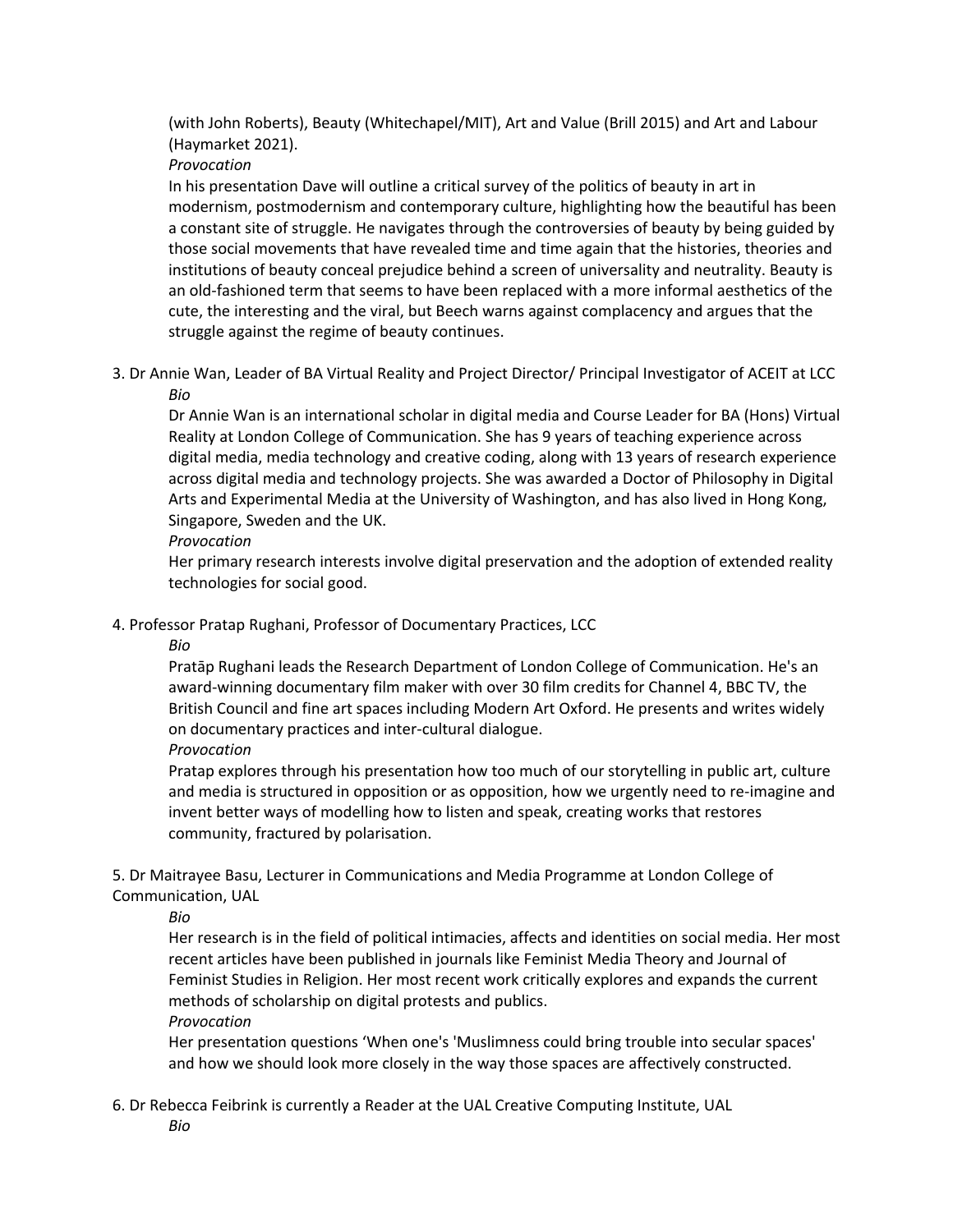(with John Roberts), Beauty (Whitechapel/MIT), Art and Value (Brill 2015) and Art and Labour (Haymarket 2021).

*Provocation*

In his presentation Dave will outline a critical survey of the politics of beauty in art in modernism, postmodernism and contemporary culture, highlighting how the beautiful has been a constant site of struggle. He navigates through the controversies of beauty by being guided by those social movements that have revealed time and time again that the histories, theories and institutions of beauty conceal prejudice behind a screen of universality and neutrality. Beauty is an old-fashioned term that seems to have been replaced with a more informal aesthetics of the cute, the interesting and the viral, but Beech warns against complacency and argues that the struggle against the regime of beauty continues.

3. Dr Annie Wan, Leader of BA Virtual Reality and Project Director/ Principal Investigator of ACEIT at LCC

   *Bio*

   Dr Annie Wan is an international scholar in digital media and Course Leader for BA (Hons) Virtual Reality at London College of Communication. She has 9 years of teaching experience across digital media, media technology and creative coding, along with 13 years of research experience across digital media and technology projects. She was awarded a Doctor of Philosophy in Digital Arts and Experimental Media at the University of Washington, and has also lived in Hong Kong, Singapore, Sweden and the UK.

   *Provocation*

   Her primary research interests involve digital preservation and the adoption of extended reality technologies for social good.

4. Professor Pratap Rughani, Professor of Documentary Practices, LCC

   *Bio*

   Pratāp Rughani leads the Research Department of London College of Communication. He's an award-winning documentary film maker with over 30 film credits for Channel 4, BBC TV, the British Council and fine art spaces including Modern Art Oxford. He presents and writes widely on documentary practices and inter-cultural dialogue.

   *Provocation*

   Pratap explores through his presentation how too much of our storytelling in public art, culture and media is structured in opposition or as opposition, how we urgently need to re-imagine and invent better ways of modelling how to listen and speak, creating works that restores community, fractured by polarisation.

5. Dr Maitrayee Basu, Lecturer in Communications and Media Programme at London College of Communication, UAL

   *Bio*

   Her research is in the field of political intimacies, affects and identities on social media. Her most recent articles have been published in journals like Feminist Media Theory and Journal of Feminist Studies in Religion. Her most recent work critically explores and expands the current methods of scholarship on digital protests and publics.

   *Provocation*

   Her presentation questions 'When one's 'Muslimness could bring trouble into secular spaces' and how we should look more closely in the way those spaces are affectively constructed.

6. Dr Rebecca Feibrink is currently a Reader at the UAL Creative Computing Institute, UAL

   *Bio*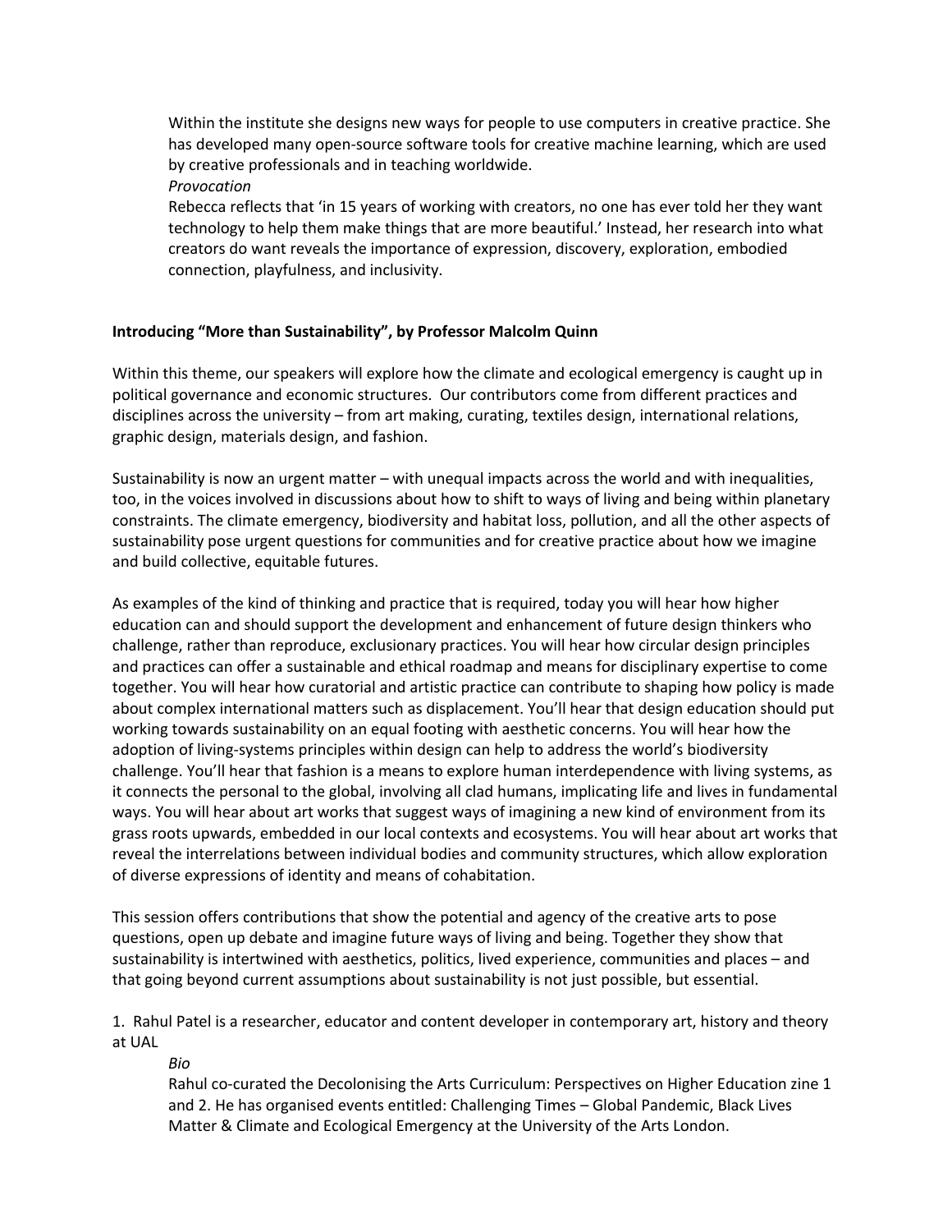Within the institute she designs new ways for people to use computers in creative practice. She has developed many open-source software tools for creative machine learning, which are used by creative professionals and in teaching worldwide.

*Provocation*

Rebecca reflects that 'in 15 years of working with creators, no one has ever told her they want technology to help them make things that are more beautiful.' Instead, her research into what creators do want reveals the importance of expression, discovery, exploration, embodied connection, playfulness, and inclusivity.

**Introducing "More than Sustainability", by Professor Malcolm Quinn**

Within this theme, our speakers will explore how the climate and ecological emergency is caught up in political governance and economic structures. Our contributors come from different practices and disciplines across the university – from art making, curating, textiles design, international relations, graphic design, materials design, and fashion.

Sustainability is now an urgent matter – with unequal impacts across the world and with inequalities, too, in the voices involved in discussions about how to shift to ways of living and being within planetary constraints. The climate emergency, biodiversity and habitat loss, pollution, and all the other aspects of sustainability pose urgent questions for communities and for creative practice about how we imagine and build collective, equitable futures.

As examples of the kind of thinking and practice that is required, today you will hear how higher education can and should support the development and enhancement of future design thinkers who challenge, rather than reproduce, exclusionary practices. You will hear how circular design principles and practices can offer a sustainable and ethical roadmap and means for disciplinary expertise to come together. You will hear how curatorial and artistic practice can contribute to shaping how policy is made about complex international matters such as displacement. You'll hear that design education should put working towards sustainability on an equal footing with aesthetic concerns. You will hear how the adoption of living-systems principles within design can help to address the world's biodiversity challenge. You'll hear that fashion is a means to explore human interdependence with living systems, as it connects the personal to the global, involving all clad humans, implicating life and lives in fundamental ways. You will hear about art works that suggest ways of imagining a new kind of environment from its grass roots upwards, embedded in our local contexts and ecosystems. You will hear about art works that reveal the interrelations between individual bodies and community structures, which allow exploration of diverse expressions of identity and means of cohabitation.

This session offers contributions that show the potential and agency of the creative arts to pose questions, open up debate and imagine future ways of living and being. Together they show that sustainability is intertwined with aesthetics, politics, lived experience, communities and places – and that going beyond current assumptions about sustainability is not just possible, but essential.

1. Rahul Patel is a researcher, educator and content developer in contemporary art, history and theory at UAL

   *Bio*

   Rahul co-curated the Decolonising the Arts Curriculum: Perspectives on Higher Education zine 1 and 2. He has organised events entitled: Challenging Times – Global Pandemic, Black Lives Matter & Climate and Ecological Emergency at the University of the Arts London.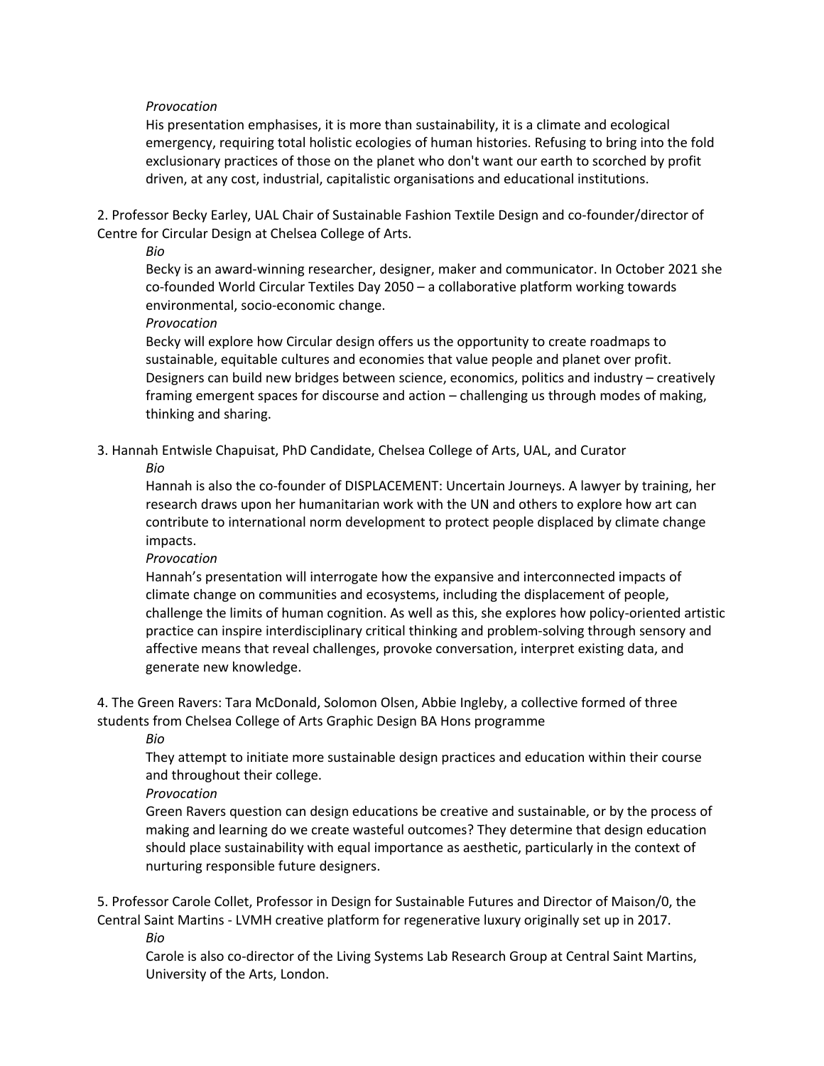*Provocation*

His presentation emphasises, it is more than sustainability, it is a climate and ecological emergency, requiring total holistic ecologies of human histories. Refusing to bring into the fold exclusionary practices of those on the planet who don't want our earth to scorched by profit driven, at any cost, industrial, capitalistic organisations and educational institutions.

2. Professor Becky Earley, UAL Chair of Sustainable Fashion Textile Design and co-founder/director of Centre for Circular Design at Chelsea College of Arts.

*Bio*

Becky is an award-winning researcher, designer, maker and communicator. In October 2021 she co-founded World Circular Textiles Day 2050 – a collaborative platform working towards environmental, socio-economic change.

*Provocation*

Becky will explore how Circular design offers us the opportunity to create roadmaps to sustainable, equitable cultures and economies that value people and planet over profit. Designers can build new bridges between science, economics, politics and industry – creatively framing emergent spaces for discourse and action – challenging us through modes of making, thinking and sharing.

3. Hannah Entwisle Chapuisat, PhD Candidate, Chelsea College of Arts, UAL, and Curator

*Bio*

Hannah is also the co-founder of DISPLACEMENT: Uncertain Journeys. A lawyer by training, her research draws upon her humanitarian work with the UN and others to explore how art can contribute to international norm development to protect people displaced by climate change impacts.

*Provocation*

Hannah's presentation will interrogate how the expansive and interconnected impacts of climate change on communities and ecosystems, including the displacement of people, challenge the limits of human cognition. As well as this, she explores how policy-oriented artistic practice can inspire interdisciplinary critical thinking and problem-solving through sensory and affective means that reveal challenges, provoke conversation, interpret existing data, and generate new knowledge.

4. The Green Ravers: Tara McDonald, Solomon Olsen, Abbie Ingleby, a collective formed of three students from Chelsea College of Arts Graphic Design BA Hons programme

*Bio*

They attempt to initiate more sustainable design practices and education within their course and throughout their college.

*Provocation*

Green Ravers question can design educations be creative and sustainable, or by the process of making and learning do we create wasteful outcomes? They determine that design education should place sustainability with equal importance as aesthetic, particularly in the context of nurturing responsible future designers.

5. Professor Carole Collet, Professor in Design for Sustainable Futures and Director of Maison/0, the Central Saint Martins - LVMH creative platform for regenerative luxury originally set up in 2017.

*Bio*

Carole is also co-director of the Living Systems Lab Research Group at Central Saint Martins, University of the Arts, London.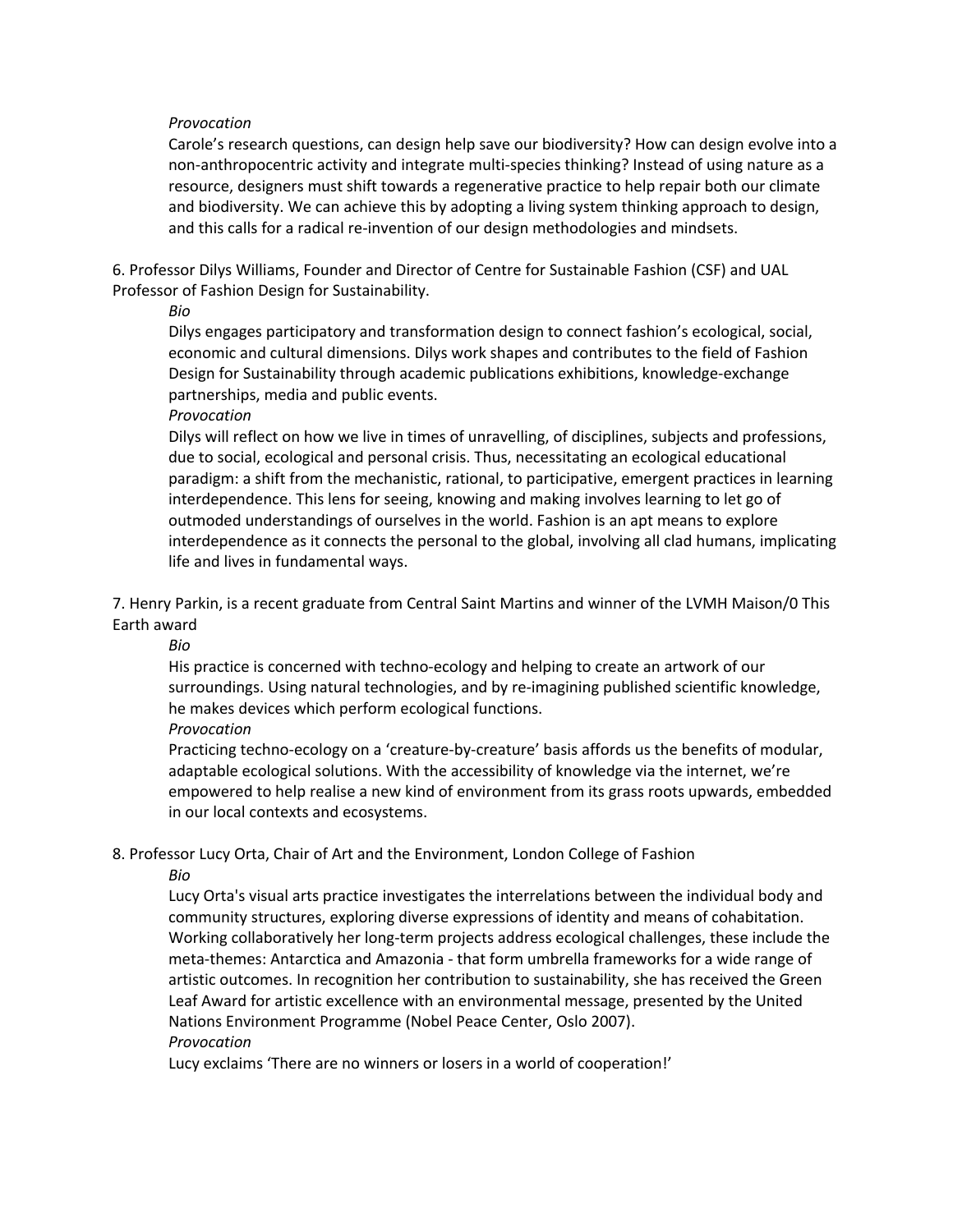*Provocation*

Carole's research questions, can design help save our biodiversity? How can design evolve into a non-anthropocentric activity and integrate multi-species thinking? Instead of using nature as a resource, designers must shift towards a regenerative practice to help repair both our climate and biodiversity. We can achieve this by adopting a living system thinking approach to design, and this calls for a radical re-invention of our design methodologies and mindsets.

6. Professor Dilys Williams, Founder and Director of Centre for Sustainable Fashion (CSF) and UAL Professor of Fashion Design for Sustainability.

*Bio*

Dilys engages participatory and transformation design to connect fashion's ecological, social, economic and cultural dimensions. Dilys work shapes and contributes to the field of Fashion Design for Sustainability through academic publications exhibitions, knowledge-exchange partnerships, media and public events.

*Provocation*

Dilys will reflect on how we live in times of unravelling, of disciplines, subjects and professions, due to social, ecological and personal crisis. Thus, necessitating an ecological educational paradigm: a shift from the mechanistic, rational, to participative, emergent practices in learning interdependence. This lens for seeing, knowing and making involves learning to let go of outmoded understandings of ourselves in the world. Fashion is an apt means to explore interdependence as it connects the personal to the global, involving all clad humans, implicating life and lives in fundamental ways.

7. Henry Parkin, is a recent graduate from Central Saint Martins and winner of the LVMH Maison/0 This Earth award

*Bio*

His practice is concerned with techno-ecology and helping to create an artwork of our surroundings. Using natural technologies, and by re-imagining published scientific knowledge, he makes devices which perform ecological functions.

*Provocation*

Practicing techno-ecology on a 'creature-by-creature' basis affords us the benefits of modular, adaptable ecological solutions. With the accessibility of knowledge via the internet, we're empowered to help realise a new kind of environment from its grass roots upwards, embedded in our local contexts and ecosystems.

8. Professor Lucy Orta, Chair of Art and the Environment, London College of Fashion

*Bio*

Lucy Orta's visual arts practice investigates the interrelations between the individual body and community structures, exploring diverse expressions of identity and means of cohabitation. Working collaboratively her long-term projects address ecological challenges, these include the meta-themes: Antarctica and Amazonia - that form umbrella frameworks for a wide range of artistic outcomes. In recognition her contribution to sustainability, she has received the Green Leaf Award for artistic excellence with an environmental message, presented by the United Nations Environment Programme (Nobel Peace Center, Oslo 2007).

*Provocation*

Lucy exclaims 'There are no winners or losers in a world of cooperation!'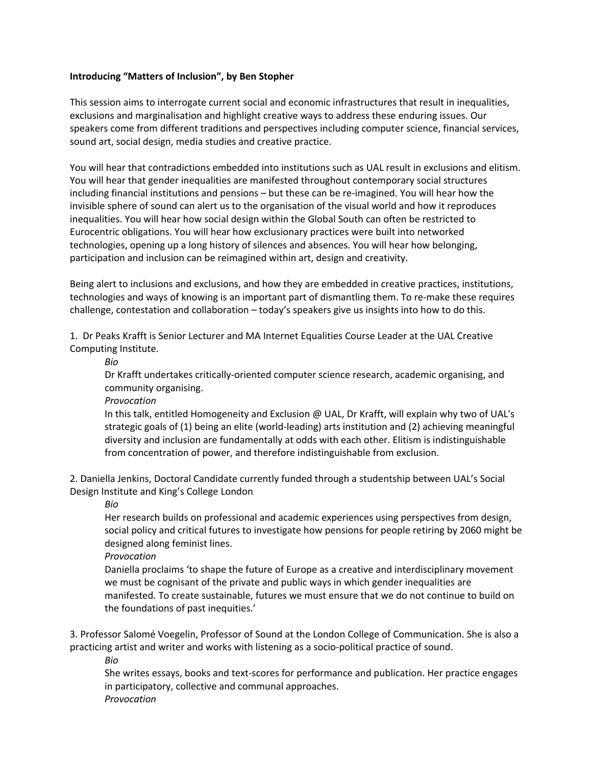**Introducing "Matters of Inclusion", by Ben Stopher**

This session aims to interrogate current social and economic infrastructures that result in inequalities, exclusions and marginalisation and highlight creative ways to address these enduring issues. Our speakers come from different traditions and perspectives including computer science, financial services, sound art, social design, media studies and creative practice.

You will hear that contradictions embedded into institutions such as UAL result in exclusions and elitism. You will hear that gender inequalities are manifested throughout contemporary social structures including financial institutions and pensions – but these can be re-imagined. You will hear how the invisible sphere of sound can alert us to the organisation of the visual world and how it reproduces inequalities. You will hear how social design within the Global South can often be restricted to Eurocentric obligations. You will hear how exclusionary practices were built into networked technologies, opening up a long history of silences and absences. You will hear how belonging, participation and inclusion can be reimagined within art, design and creativity.

Being alert to inclusions and exclusions, and how they are embedded in creative practices, institutions, technologies and ways of knowing is an important part of dismantling them. To re-make these requires challenge, contestation and collaboration – today's speakers give us insights into how to do this.

1. Dr Peaks Krafft is Senior Lecturer and MA Internet Equalities Course Leader at the UAL Creative Computing Institute.

    *Bio*

    Dr Krafft undertakes critically-oriented computer science research, academic organising, and community organising.

    *Provocation*

    In this talk, entitled Homogeneity and Exclusion @ UAL, Dr Krafft, will explain why two of UAL's strategic goals of (1) being an elite (world-leading) arts institution and (2) achieving meaningful diversity and inclusion are fundamentally at odds with each other. Elitism is indistinguishable from concentration of power, and therefore indistinguishable from exclusion.

2. Daniella Jenkins, Doctoral Candidate currently funded through a studentship between UAL's Social Design Institute and King's College London

    *Bio*

    Her research builds on professional and academic experiences using perspectives from design, social policy and critical futures to investigate how pensions for people retiring by 2060 might be designed along feminist lines.

    *Provocation*

    Daniella proclaims 'to shape the future of Europe as a creative and interdisciplinary movement we must be cognisant of the private and public ways in which gender inequalities are manifested. To create sustainable, futures we must ensure that we do not continue to build on the foundations of past inequities.'

3. Professor Salomé Voegelin, Professor of Sound at the London College of Communication. She is also a practicing artist and writer and works with listening as a socio-political practice of sound.

    *Bio*

    She writes essays, books and text-scores for performance and publication. Her practice engages in participatory, collective and communal approaches.

    *Provocation*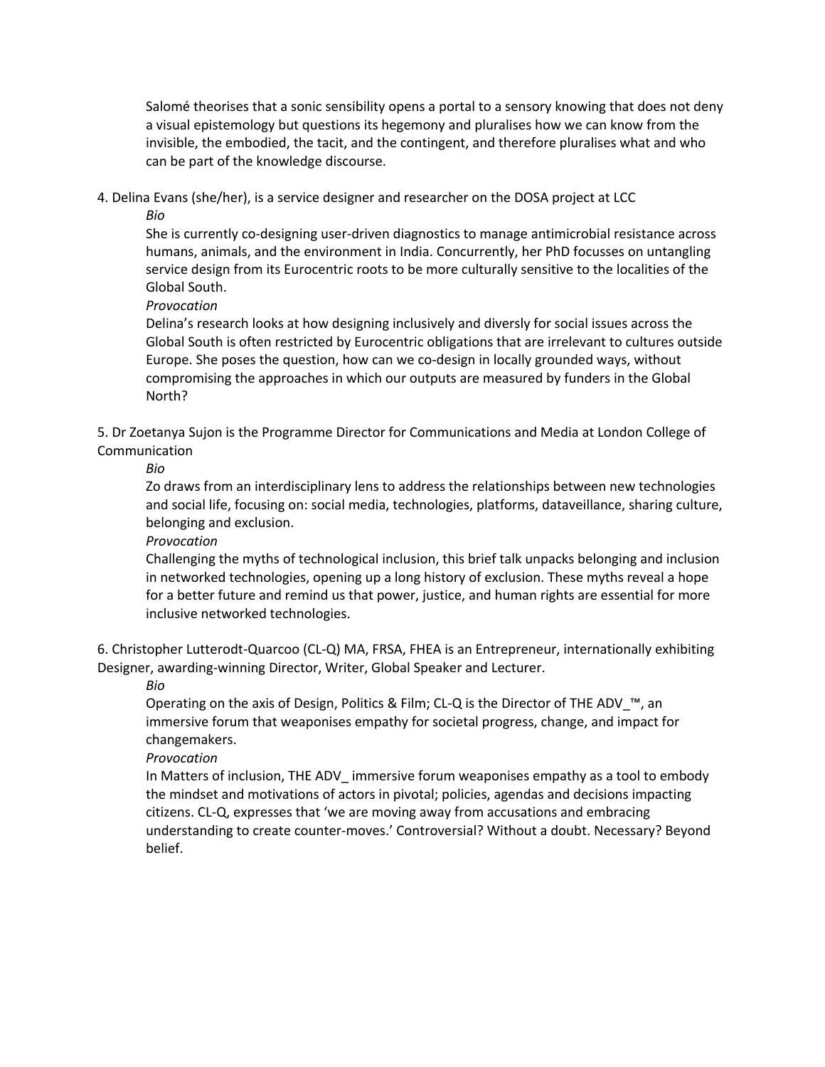Salomé theorises that a sonic sensibility opens a portal to a sensory knowing that does not deny a visual epistemology but questions its hegemony and pluralises how we can know from the invisible, the embodied, the tacit, and the contingent, and therefore pluralises what and who can be part of the knowledge discourse.

4. Delina Evans (she/her), is a service designer and researcher on the DOSA project at LCC

*Bio*

She is currently co-designing user-driven diagnostics to manage antimicrobial resistance across humans, animals, and the environment in India. Concurrently, her PhD focusses on untangling service design from its Eurocentric roots to be more culturally sensitive to the localities of the Global South.

*Provocation*

Delina's research looks at how designing inclusively and diversly for social issues across the Global South is often restricted by Eurocentric obligations that are irrelevant to cultures outside Europe. She poses the question, how can we co-design in locally grounded ways, without compromising the approaches in which our outputs are measured by funders in the Global North?

5. Dr Zoetanya Sujon is the Programme Director for Communications and Media at London College of Communication

*Bio*

Zo draws from an interdisciplinary lens to address the relationships between new technologies and social life, focusing on: social media, technologies, platforms, dataveillance, sharing culture, belonging and exclusion.

*Provocation*

Challenging the myths of technological inclusion, this brief talk unpacks belonging and inclusion in networked technologies, opening up a long history of exclusion. These myths reveal a hope for a better future and remind us that power, justice, and human rights are essential for more inclusive networked technologies.

6. Christopher Lutterodt-Quarcoo (CL-Q) MA, FRSA, FHEA is an Entrepreneur, internationally exhibiting Designer, awarding-winning Director, Writer, Global Speaker and Lecturer.

*Bio*

Operating on the axis of Design, Politics & Film; CL-Q is the Director of THE ADV_™, an immersive forum that weaponises empathy for societal progress, change, and impact for changemakers.

*Provocation*

In Matters of inclusion, THE ADV_ immersive forum weaponises empathy as a tool to embody the mindset and motivations of actors in pivotal; policies, agendas and decisions impacting citizens. CL-Q, expresses that 'we are moving away from accusations and embracing understanding to create counter-moves.' Controversial? Without a doubt. Necessary? Beyond belief.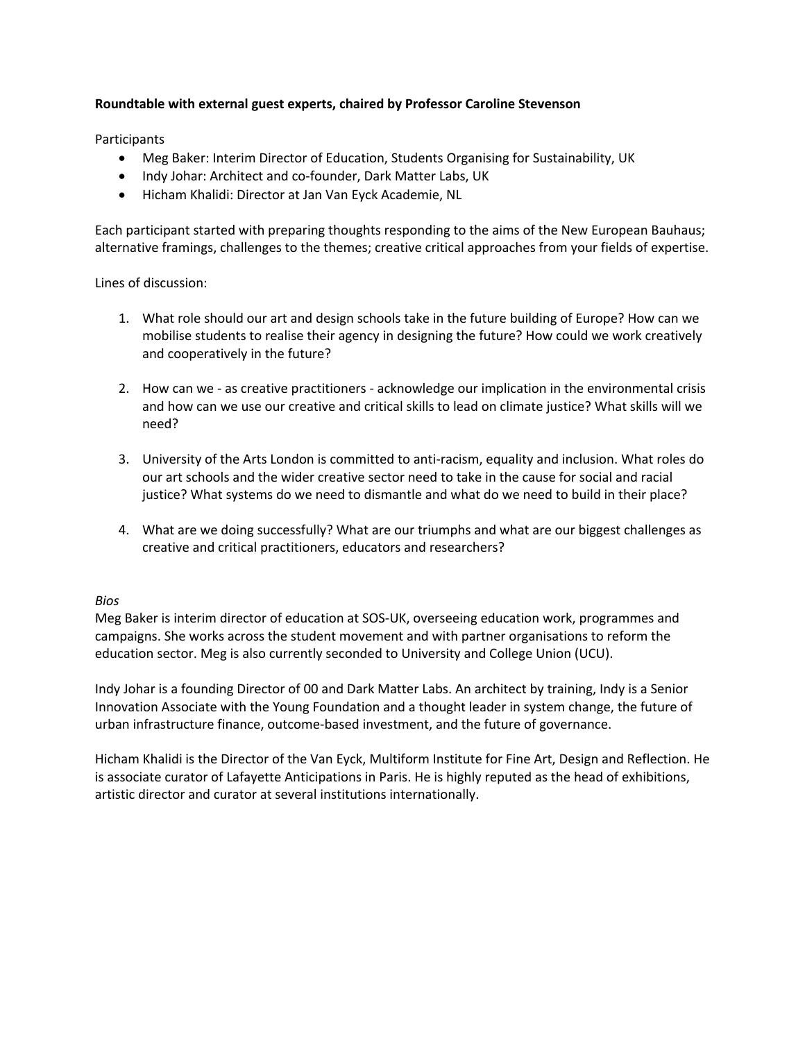**Roundtable with external guest experts, chaired by Professor Caroline Stevenson**

Participants

- Meg Baker: Interim Director of Education, Students Organising for Sustainability, UK
- Indy Johar: Architect and co-founder, Dark Matter Labs, UK
- Hicham Khalidi: Director at Jan Van Eyck Academie, NL

Each participant started with preparing thoughts responding to the aims of the New European Bauhaus; alternative framings, challenges to the themes; creative critical approaches from your fields of expertise.

Lines of discussion:

1. What role should our art and design schools take in the future building of Europe? How can we mobilise students to realise their agency in designing the future? How could we work creatively and cooperatively in the future?

2. How can we - as creative practitioners - acknowledge our implication in the environmental crisis and how can we use our creative and critical skills to lead on climate justice? What skills will we need?

3. University of the Arts London is committed to anti-racism, equality and inclusion. What roles do our art schools and the wider creative sector need to take in the cause for social and racial justice? What systems do we need to dismantle and what do we need to build in their place?

4. What are we doing successfully? What are our triumphs and what are our biggest challenges as creative and critical practitioners, educators and researchers?

*Bios*

Meg Baker is interim director of education at SOS-UK, overseeing education work, programmes and campaigns. She works across the student movement and with partner organisations to reform the education sector. Meg is also currently seconded to University and College Union (UCU).

Indy Johar is a founding Director of 00 and Dark Matter Labs. An architect by training, Indy is a Senior Innovation Associate with the Young Foundation and a thought leader in system change, the future of urban infrastructure finance, outcome-based investment, and the future of governance.

Hicham Khalidi is the Director of the Van Eyck, Multiform Institute for Fine Art, Design and Reflection. He is associate curator of Lafayette Anticipations in Paris. He is highly reputed as the head of exhibitions, artistic director and curator at several institutions internationally.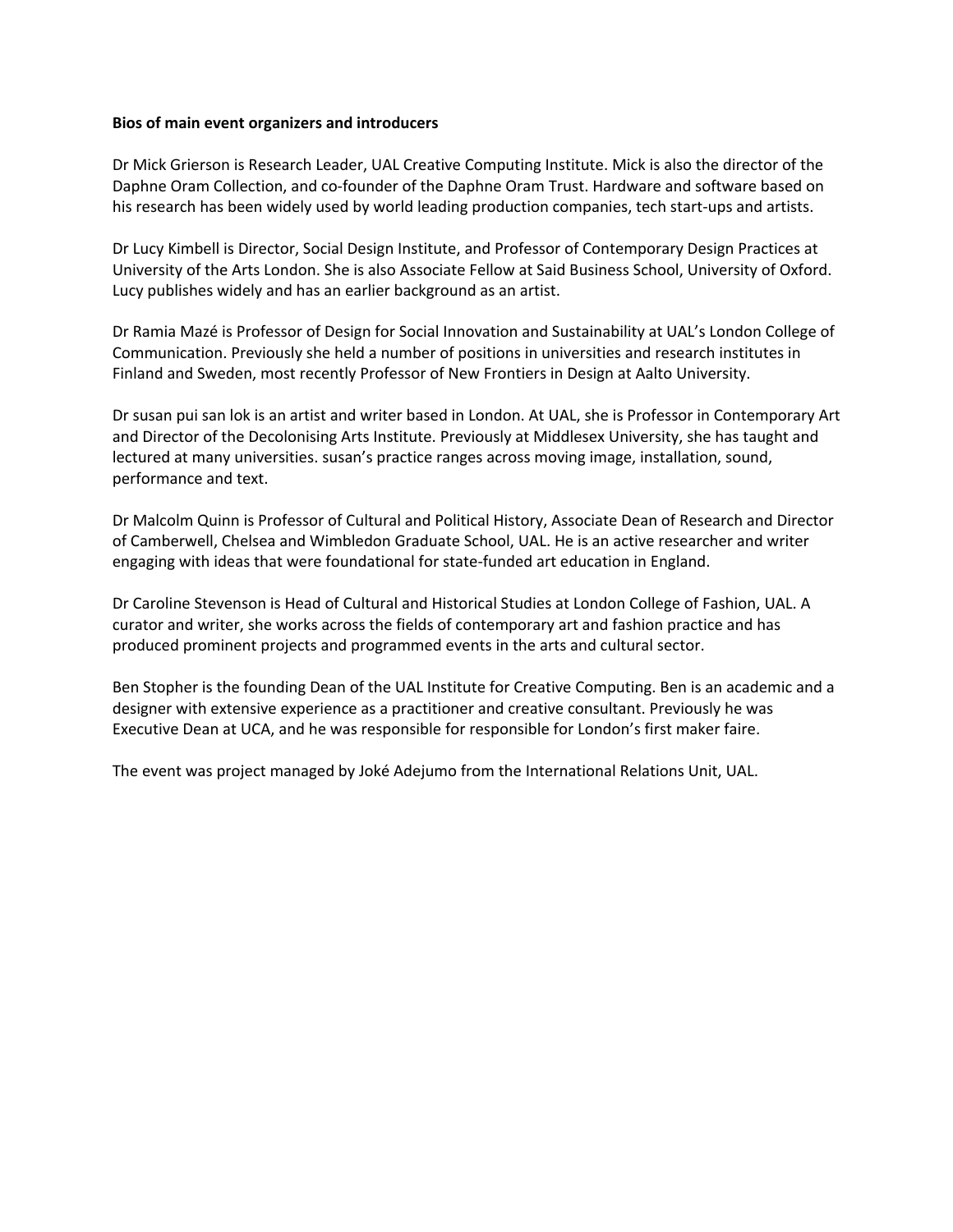**Bios of main event organizers and introducers**

Dr Mick Grierson is Research Leader, UAL Creative Computing Institute. Mick is also the director of the Daphne Oram Collection, and co-founder of the Daphne Oram Trust. Hardware and software based on his research has been widely used by world leading production companies, tech start-ups and artists.

Dr Lucy Kimbell is Director, Social Design Institute, and Professor of Contemporary Design Practices at University of the Arts London. She is also Associate Fellow at Said Business School, University of Oxford. Lucy publishes widely and has an earlier background as an artist.

Dr Ramia Mazé is Professor of Design for Social Innovation and Sustainability at UAL's London College of Communication. Previously she held a number of positions in universities and research institutes in Finland and Sweden, most recently Professor of New Frontiers in Design at Aalto University.

Dr susan pui san lok is an artist and writer based in London. At UAL, she is Professor in Contemporary Art and Director of the Decolonising Arts Institute. Previously at Middlesex University, she has taught and lectured at many universities. susan's practice ranges across moving image, installation, sound, performance and text.

Dr Malcolm Quinn is Professor of Cultural and Political History, Associate Dean of Research and Director of Camberwell, Chelsea and Wimbledon Graduate School, UAL. He is an active researcher and writer engaging with ideas that were foundational for state-funded art education in England.

Dr Caroline Stevenson is Head of Cultural and Historical Studies at London College of Fashion, UAL. A curator and writer, she works across the fields of contemporary art and fashion practice and has produced prominent projects and programmed events in the arts and cultural sector.

Ben Stopher is the founding Dean of the UAL Institute for Creative Computing. Ben is an academic and a designer with extensive experience as a practitioner and creative consultant. Previously he was Executive Dean at UCA, and he was responsible for responsible for London's first maker faire.

The event was project managed by Joké Adejumo from the International Relations Unit, UAL.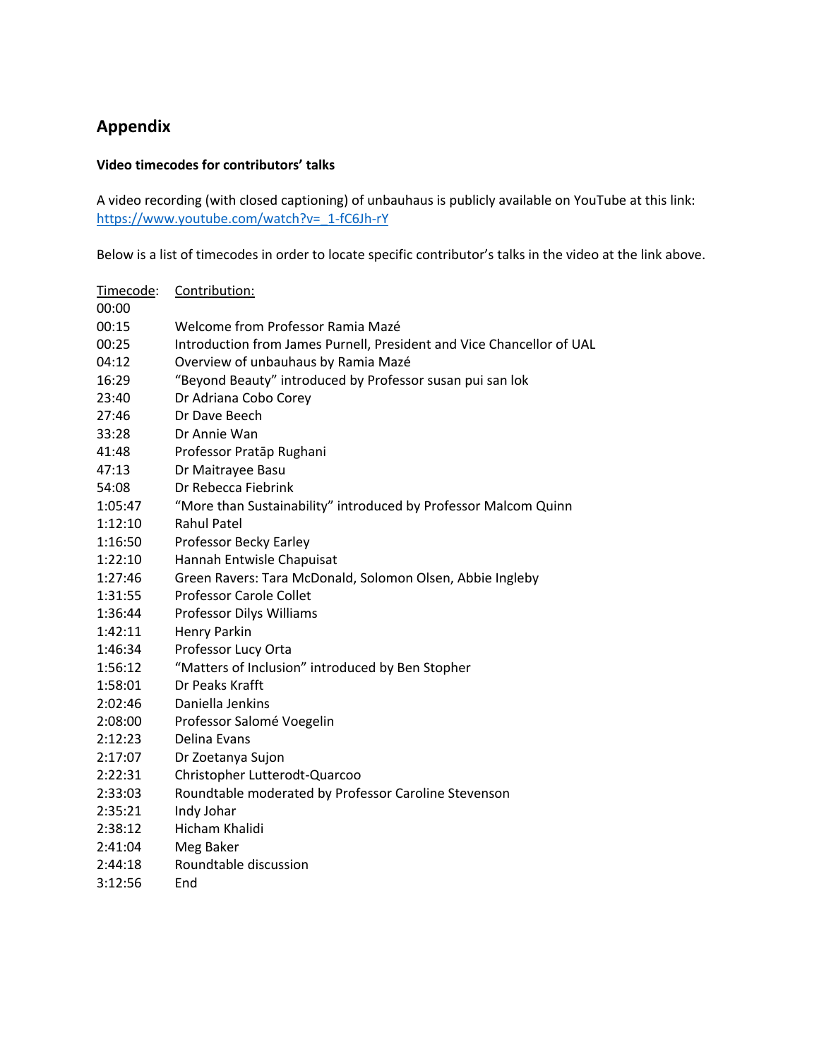# Appendix

### Video timecodes for contributors' talks

A video recording (with closed captioning) of unbauhaus is publicly available on YouTube at this link: https://www.youtube.com/watch?v=_1-fC6Jh-rY

Below is a list of timecodes in order to locate specific contributor's talks in the video at the link above.

| Timecode: | Contribution: |
|---|---|
| 00:00 | |
| 00:15 | Welcome from Professor Ramia Mazé |
| 00:25 | Introduction from James Purnell, President and Vice Chancellor of UAL |
| 04:12 | Overview of unbauhaus by Ramia Mazé |
| 16:29 | "Beyond Beauty" introduced by Professor susan pui san lok |
| 23:40 | Dr Adriana Cobo Corey |
| 27:46 | Dr Dave Beech |
| 33:28 | Dr Annie Wan |
| 41:48 | Professor Pratāp Rughani |
| 47:13 | Dr Maitrayee Basu |
| 54:08 | Dr Rebecca Fiebrink |
| 1:05:47 | "More than Sustainability" introduced by Professor Malcom Quinn |
| 1:12:10 | Rahul Patel |
| 1:16:50 | Professor Becky Earley |
| 1:22:10 | Hannah Entwisle Chapuisat |
| 1:27:46 | Green Ravers: Tara McDonald, Solomon Olsen, Abbie Ingleby |
| 1:31:55 | Professor Carole Collet |
| 1:36:44 | Professor Dilys Williams |
| 1:42:11 | Henry Parkin |
| 1:46:34 | Professor Lucy Orta |
| 1:56:12 | "Matters of Inclusion" introduced by Ben Stopher |
| 1:58:01 | Dr Peaks Krafft |
| 2:02:46 | Daniella Jenkins |
| 2:08:00 | Professor Salomé Voegelin |
| 2:12:23 | Delina Evans |
| 2:17:07 | Dr Zoetanya Sujon |
| 2:22:31 | Christopher Lutterodt-Quarcoo |
| 2:33:03 | Roundtable moderated by Professor Caroline Stevenson |
| 2:35:21 | Indy Johar |
| 2:38:12 | Hicham Khalidi |
| 2:41:04 | Meg Baker |
| 2:44:18 | Roundtable discussion |
| 3:12:56 | End |